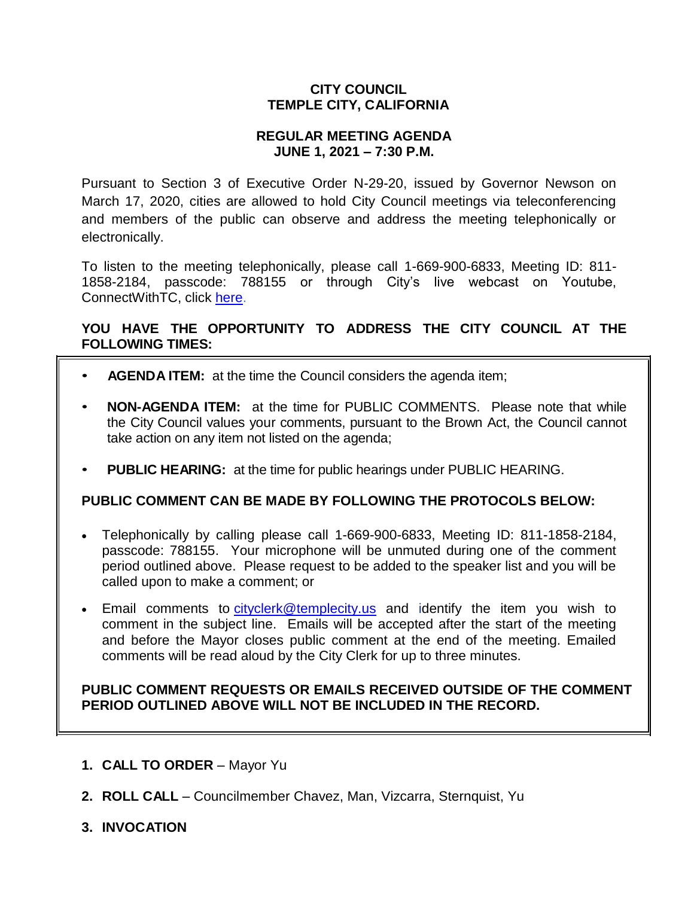**CITY COUNCIL**
**TEMPLE CITY, CALIFORNIA**

**REGULAR MEETING AGENDA**
**JUNE 1, 2021 – 7:30 P.M.**

Pursuant to Section 3 of Executive Order N-29-20, issued by Governor Newson on March 17, 2020, cities are allowed to hold City Council meetings via teleconferencing and members of the public can observe and address the meeting telephonically or electronically.

To listen to the meeting telephonically, please call 1-669-900-6833, Meeting ID: 811-1858-2184, passcode: 788155 or through City's live webcast on Youtube, ConnectWithTC, click here.

**YOU HAVE THE OPPORTUNITY TO ADDRESS THE CITY COUNCIL AT THE FOLLOWING TIMES:**

- **AGENDA ITEM:** at the time the Council considers the agenda item;
- **NON-AGENDA ITEM:** at the time for PUBLIC COMMENTS. Please note that while the City Council values your comments, pursuant to the Brown Act, the Council cannot take action on any item not listed on the agenda;
- **PUBLIC HEARING:** at the time for public hearings under PUBLIC HEARING.

**PUBLIC COMMENT CAN BE MADE BY FOLLOWING THE PROTOCOLS BELOW:**

- Telephonically by calling please call 1-669-900-6833, Meeting ID: 811-1858-2184, passcode: 788155. Your microphone will be unmuted during one of the comment period outlined above. Please request to be added to the speaker list and you will be called upon to make a comment; or
- Email comments to cityclerk@templecity.us and identify the item you wish to comment in the subject line. Emails will be accepted after the start of the meeting and before the Mayor closes public comment at the end of the meeting. Emailed comments will be read aloud by the City Clerk for up to three minutes.

**PUBLIC COMMENT REQUESTS OR EMAILS RECEIVED OUTSIDE OF THE COMMENT PERIOD OUTLINED ABOVE WILL NOT BE INCLUDED IN THE RECORD.**

1. **CALL TO ORDER** – Mayor Yu
2. **ROLL CALL** – Councilmember Chavez, Man, Vizcarra, Sternquist, Yu
3. **INVOCATION**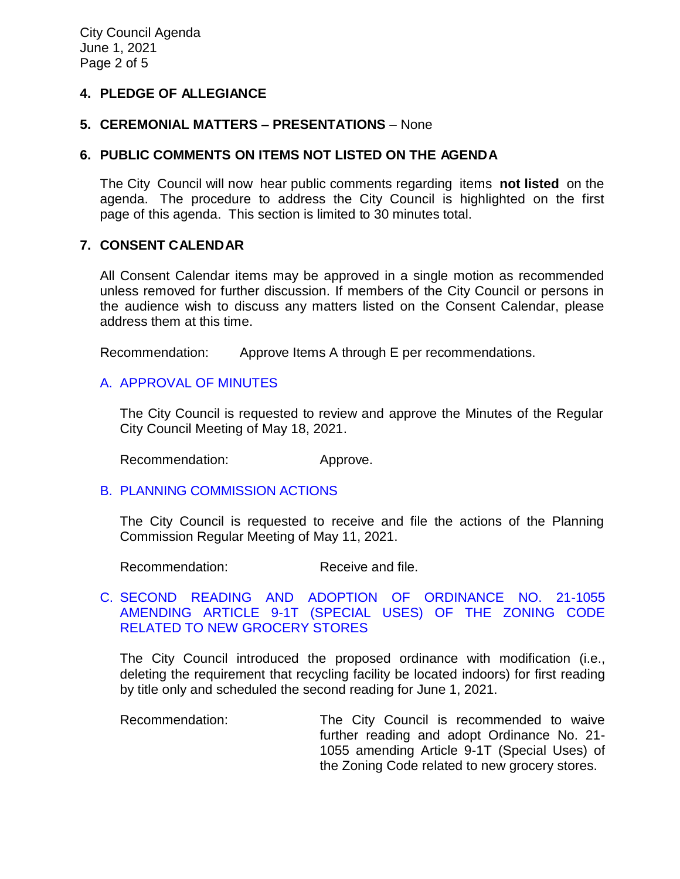## 4. PLEDGE OF ALLEGIANCE

## 5. CEREMONIAL MATTERS – PRESENTATIONS – None

## 6. PUBLIC COMMENTS ON ITEMS NOT LISTED ON THE AGENDA

The City Council will now hear public comments regarding items **not listed** on the agenda. The procedure to address the City Council is highlighted on the first page of this agenda. This section is limited to 30 minutes total.

## 7. CONSENT CALENDAR

All Consent Calendar items may be approved in a single motion as recommended unless removed for further discussion. If members of the City Council or persons in the audience wish to discuss any matters listed on the Consent Calendar, please address them at this time.

Recommendation: Approve Items A through E per recommendations.

### A. APPROVAL OF MINUTES

The City Council is requested to review and approve the Minutes of the Regular City Council Meeting of May 18, 2021.

Recommendation: Approve.

### B. PLANNING COMMISSION ACTIONS

The City Council is requested to receive and file the actions of the Planning Commission Regular Meeting of May 11, 2021.

Recommendation: Receive and file.

### C. SECOND READING AND ADOPTION OF ORDINANCE NO. 21-1055 AMENDING ARTICLE 9-1T (SPECIAL USES) OF THE ZONING CODE RELATED TO NEW GROCERY STORES

The City Council introduced the proposed ordinance with modification (i.e., deleting the requirement that recycling facility be located indoors) for first reading by title only and scheduled the second reading for June 1, 2021.

Recommendation: The City Council is recommended to waive further reading and adopt Ordinance No. 21-1055 amending Article 9-1T (Special Uses) of the Zoning Code related to new grocery stores.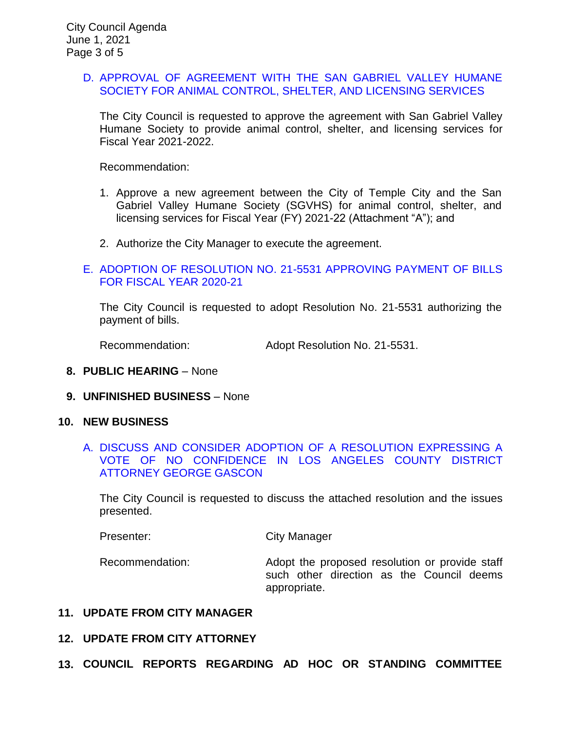D. APPROVAL OF AGREEMENT WITH THE SAN GABRIEL VALLEY HUMANE SOCIETY FOR ANIMAL CONTROL, SHELTER, AND LICENSING SERVICES

The City Council is requested to approve the agreement with San Gabriel Valley Humane Society to provide animal control, shelter, and licensing services for Fiscal Year 2021-2022.

Recommendation:

1. Approve a new agreement between the City of Temple City and the San Gabriel Valley Humane Society (SGVHS) for animal control, shelter, and licensing services for Fiscal Year (FY) 2021-22 (Attachment "A"); and

2. Authorize the City Manager to execute the agreement.

E. ADOPTION OF RESOLUTION NO. 21-5531 APPROVING PAYMENT OF BILLS FOR FISCAL YEAR 2020-21

The City Council is requested to adopt Resolution No. 21-5531 authorizing the payment of bills.

Recommendation: Adopt Resolution No. 21-5531.

**8. PUBLIC HEARING** – None

**9. UNFINISHED BUSINESS** – None

**10. NEW BUSINESS**

A. DISCUSS AND CONSIDER ADOPTION OF A RESOLUTION EXPRESSING A VOTE OF NO CONFIDENCE IN LOS ANGELES COUNTY DISTRICT ATTORNEY GEORGE GASCON

The City Council is requested to discuss the attached resolution and the issues presented.

Presenter: City Manager

Recommendation: Adopt the proposed resolution or provide staff such other direction as the Council deems appropriate.

**11. UPDATE FROM CITY MANAGER**

**12. UPDATE FROM CITY ATTORNEY**

**13. COUNCIL REPORTS REGARDING AD HOC OR STANDING COMMITTEE**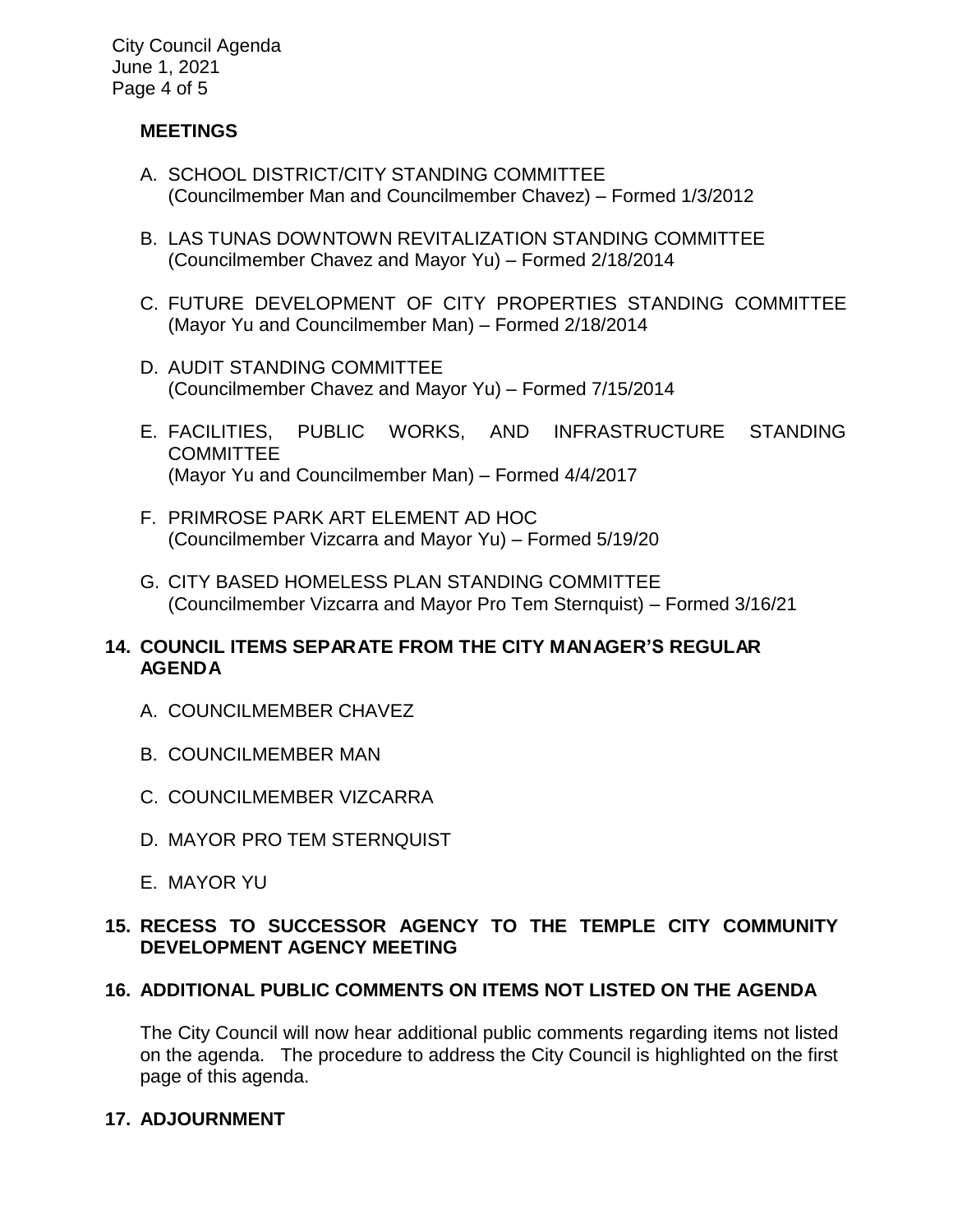**MEETINGS**

A. SCHOOL DISTRICT/CITY STANDING COMMITTEE
(Councilmember Man and Councilmember Chavez) – Formed 1/3/2012

B. LAS TUNAS DOWNTOWN REVITALIZATION STANDING COMMITTEE
(Councilmember Chavez and Mayor Yu) – Formed 2/18/2014

C. FUTURE DEVELOPMENT OF CITY PROPERTIES STANDING COMMITTEE
(Mayor Yu and Councilmember Man) – Formed 2/18/2014

D. AUDIT STANDING COMMITTEE
(Councilmember Chavez and Mayor Yu) – Formed 7/15/2014

E. FACILITIES, PUBLIC WORKS, AND INFRASTRUCTURE STANDING COMMITTEE
(Mayor Yu and Councilmember Man) – Formed 4/4/2017

F. PRIMROSE PARK ART ELEMENT AD HOC
(Councilmember Vizcarra and Mayor Yu) – Formed 5/19/20

G. CITY BASED HOMELESS PLAN STANDING COMMITTEE
(Councilmember Vizcarra and Mayor Pro Tem Sternquist) – Formed 3/16/21

**14. COUNCIL ITEMS SEPARATE FROM THE CITY MANAGER'S REGULAR AGENDA**

A. COUNCILMEMBER CHAVEZ

B. COUNCILMEMBER MAN

C. COUNCILMEMBER VIZCARRA

D. MAYOR PRO TEM STERNQUIST

E. MAYOR YU

**15. RECESS TO SUCCESSOR AGENCY TO THE TEMPLE CITY COMMUNITY DEVELOPMENT AGENCY MEETING**

**16. ADDITIONAL PUBLIC COMMENTS ON ITEMS NOT LISTED ON THE AGENDA**

The City Council will now hear additional public comments regarding items not listed on the agenda. The procedure to address the City Council is highlighted on the first page of this agenda.

**17. ADJOURNMENT**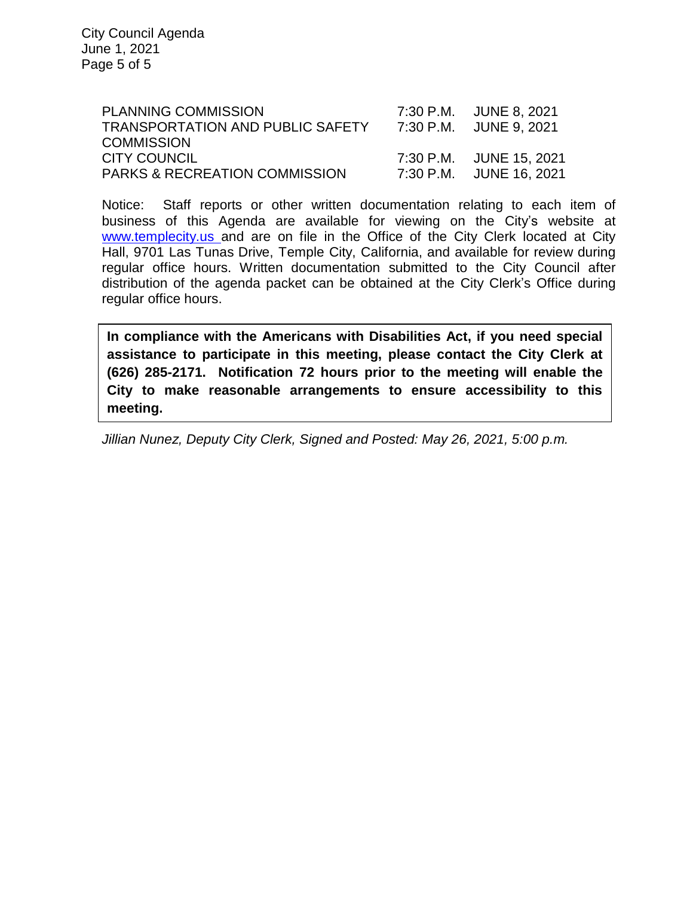| | | |
|---|---|---|
| PLANNING COMMISSION | 7:30 P.M. | JUNE 8, 2021 |
| TRANSPORTATION AND PUBLIC SAFETY COMMISSION | 7:30 P.M. | JUNE 9, 2021 |
| CITY COUNCIL | 7:30 P.M. | JUNE 15, 2021 |
| PARKS & RECREATION COMMISSION | 7:30 P.M. | JUNE 16, 2021 |

Notice: Staff reports or other written documentation relating to each item of business of this Agenda are available for viewing on the City's website at www.templecity.us and are on file in the Office of the City Clerk located at City Hall, 9701 Las Tunas Drive, Temple City, California, and available for review during regular office hours. Written documentation submitted to the City Council after distribution of the agenda packet can be obtained at the City Clerk's Office during regular office hours.

**In compliance with the Americans with Disabilities Act, if you need special assistance to participate in this meeting, please contact the City Clerk at (626) 285-2171. Notification 72 hours prior to the meeting will enable the City to make reasonable arrangements to ensure accessibility to this meeting.**

*Jillian Nunez, Deputy City Clerk, Signed and Posted: May 26, 2021, 5:00 p.m.*